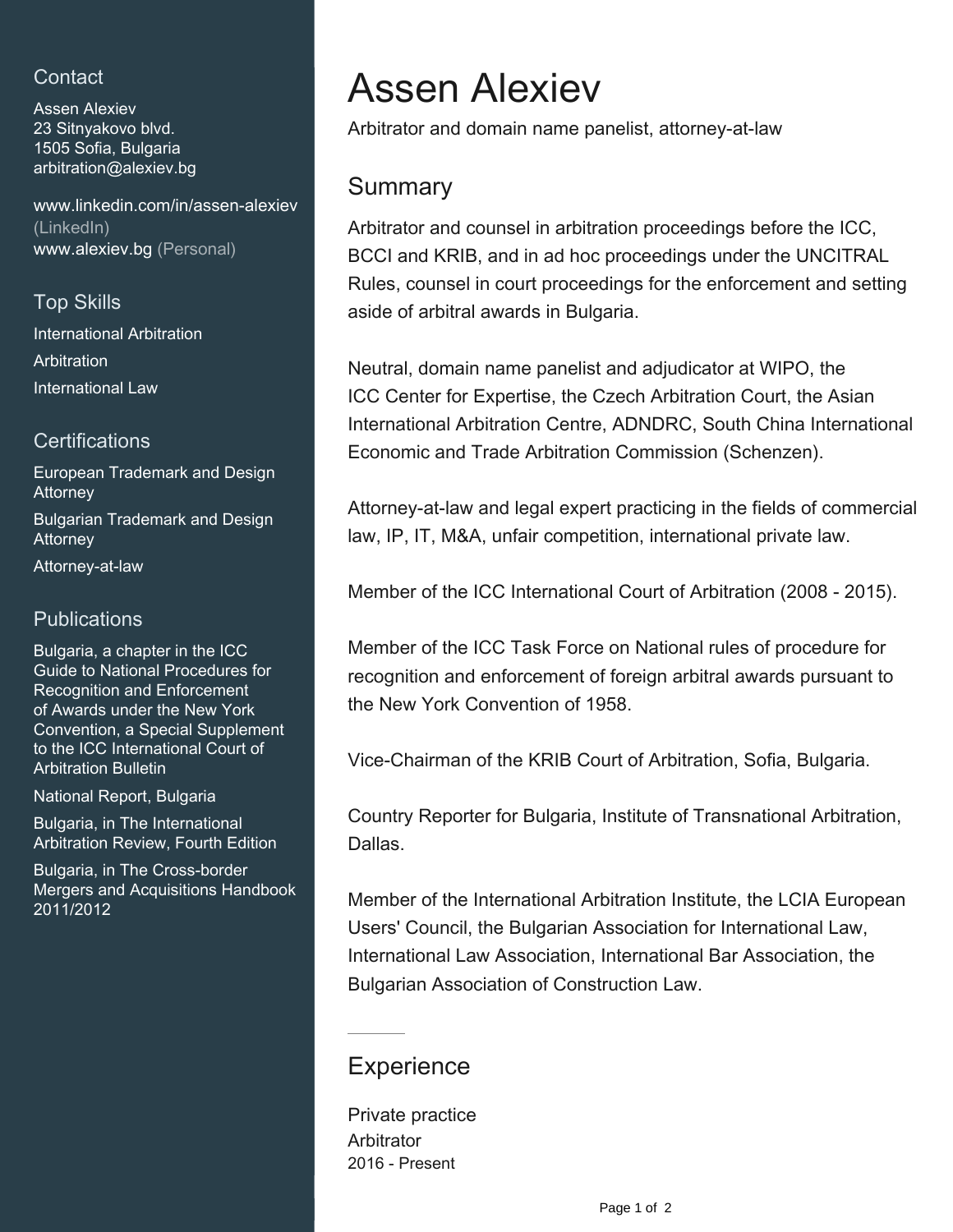# Assen Alexiev

Arbitrator and domain name panelist, attorney-at-law

## Summary

Arbitrator and counsel in arbitration proceedings before the ICC, BCCI and KRIB, and in ad hoc proceedings under the UNCITRAL Rules, counsel in court proceedings for the enforcement and setting aside of arbitral awards in Bulgaria.

Neutral, domain name panelist and adjudicator at WIPO, the ICC Center for Expertise, the Czech Arbitration Court, the Asian International Arbitration Centre, ADNDRC, South China International Economic and Trade Arbitration Commission (Schenzen).

Attorney-at-law and legal expert practicing in the fields of commercial law, IP, IT, M&A, unfair competition, international private law.

Member of the ICC International Court of Arbitration (2008 - 2015).

Member of the ICC Task Force on National rules of procedure for recognition and enforcement of foreign arbitral awards pursuant to the New York Convention of 1958.

Vice-Chairman of the KRIB Court of Arbitration, Sofia, Bulgaria.

Country Reporter for Bulgaria, Institute of Transnational Arbitration, Dallas.

Member of the International Arbitration Institute, the LCIA European Users' Council, the Bulgarian Association for International Law, International Law Association, International Bar Association, the Bulgarian Association of Construction Law.

## Experience

### Private practice

Arbitrator

2016 - Present

## Contact

Assen Alexiev
23 Sitnyakovo blvd.
1505 Sofia, Bulgaria
arbitration@alexiev.bg

www.linkedin.com/in/assen-alexiev (LinkedIn)
www.alexiev.bg (Personal)

## Top Skills

- International Arbitration
- Arbitration
- International Law

## Certifications

- European Trademark and Design Attorney
- Bulgarian Trademark and Design Attorney
- Attorney-at-law

## Publications

- Bulgaria, a chapter in the ICC Guide to National Procedures for Recognition and Enforcement of Awards under the New York Convention, a Special Supplement to the ICC International Court of Arbitration Bulletin
- National Report, Bulgaria
- Bulgaria, in The International Arbitration Review, Fourth Edition
- Bulgaria, in The Cross-border Mergers and Acquisitions Handbook 2011/2012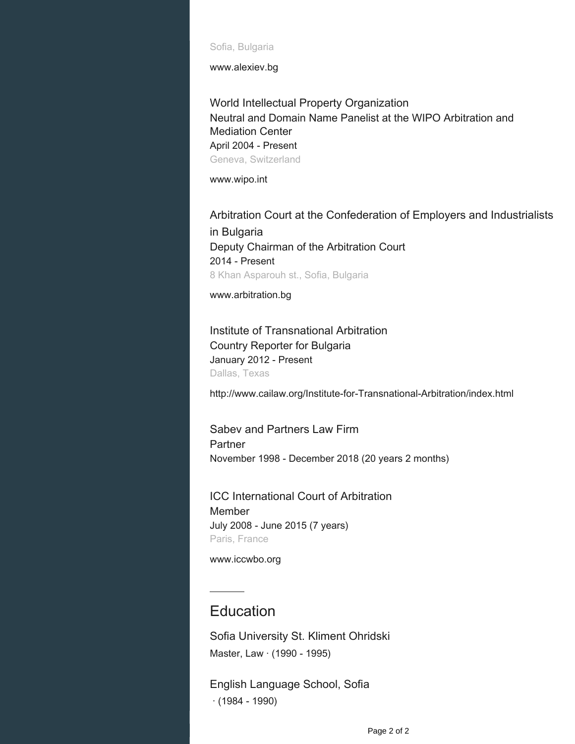Sofia, Bulgaria

www.alexiev.bg

World Intellectual Property Organization
Neutral and Domain Name Panelist at the WIPO Arbitration and Mediation Center
April 2004 - Present
Geneva, Switzerland

www.wipo.int

Arbitration Court at the Confederation of Employers and Industrialists in Bulgaria
Deputy Chairman of the Arbitration Court
2014 - Present
8 Khan Asparouh st., Sofia, Bulgaria

www.arbitration.bg

Institute of Transnational Arbitration
Country Reporter for Bulgaria
January 2012 - Present
Dallas, Texas

http://www.cailaw.org/Institute-for-Transnational-Arbitration/index.html

Sabev and Partners Law Firm
Partner
November 1998 - December 2018 (20 years 2 months)

ICC International Court of Arbitration
Member
July 2008 - June 2015 (7 years)
Paris, France

www.iccwbo.org

## Education

Sofia University St. Kliment Ohridski
Master, Law · (1990 - 1995)

English Language School, Sofia
· (1984 - 1990)